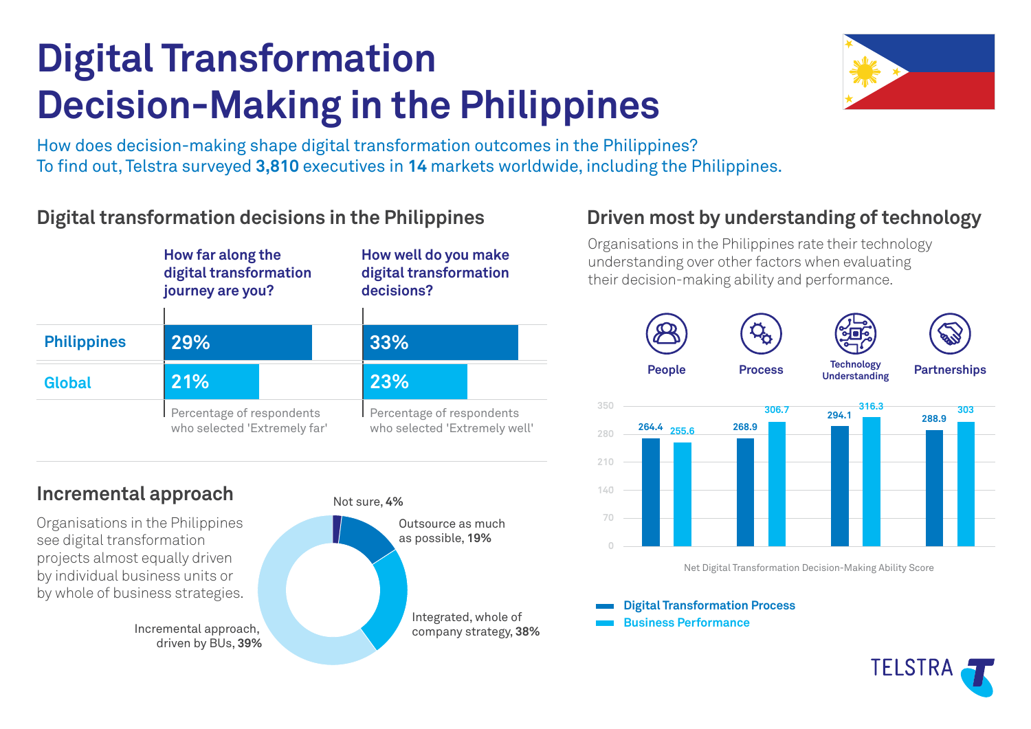# Digital Transformation Decision-Making in the Philippines

How does decision-making shape digital transformation outcomes in the Philippines?
To find out, Telstra surveyed **3,810** executives in **14** markets worldwide, including the Philippines.

## Digital transformation decisions in the Philippines

| | How far along the digital transformation journey are you? | How well do you make digital transformation decisions? |
|---|---|---|
| Philippines | 29% | 33% |
| Global | 21% | 23% |
| | Percentage of respondents who selected 'Extremely far' | Percentage of respondents who selected 'Extremely well' |

## Incremental approach

Organisations in the Philippines see digital transformation projects almost equally driven by individual business units or by whole of business strategies.

- Not sure, **4%**
- Outsource as much as possible, **19%**
- Integrated, whole of company strategy, **38%**
- Incremental approach, driven by BUs, **39%**

## Driven most by understanding of technology

Organisations in the Philippines rate their technology understanding over other factors when evaluating their decision-making ability and performance.

| | People | Process | Technology Understanding | Partnerships |
|---|---|---|---|---|
| Digital Transformation Process | 264.4 | 268.9 | 294.1 | 288.9 |
| Business Performance | 255.6 | 306.7 | 316.3 | 303 |

Net Digital Transformation Decision-Making Ability Score

TELSTRA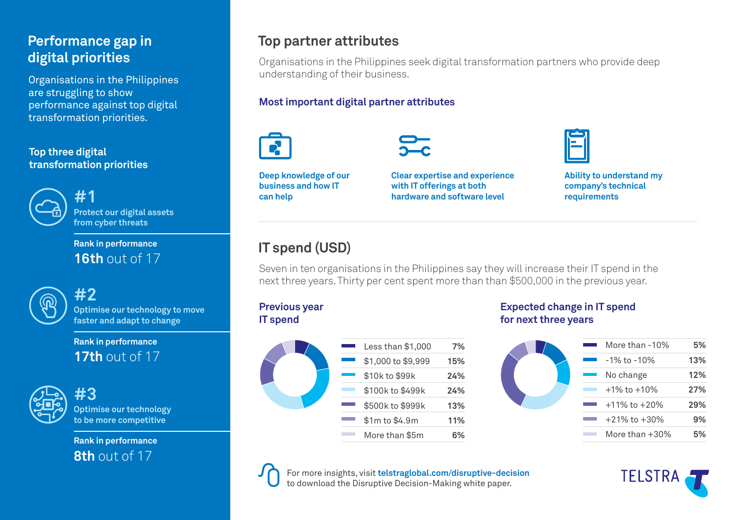## Performance gap in digital priorities

Organisations in the Philippines are struggling to show performance against top digital transformation priorities.

### Top three digital transformation priorities

**#1**
**Protect our digital assets from cyber threats**

**Rank in performance**
**16th** out of 17

**#2**
**Optimise our technology to move faster and adapt to change**

**Rank in performance**
**17th** out of 17

**#3**
**Optimise our technology to be more competitive**

**Rank in performance**
**8th** out of 17

## Top partner attributes

Organisations in the Philippines seek digital transformation partners who provide deep understanding of their business.

### Most important digital partner attributes

**Deep knowledge of our business and how IT can help**

**Clear expertise and experience with IT offerings at both hardware and software level**

**Ability to understand my company's technical requirements**

## IT spend (USD)

Seven in ten organisations in the Philippines say they will increase their IT spend in the next three years. Thirty per cent spent more than than $500,000 in the previous year.

### Previous year IT spend

Less than $1,000 7%
$1,000 to $9,999 15%
$10k to $99k 24%
$100k to $499k 24%
$500k to $999k 13%
$1m to $4.9m 11%
More than $5m 6%

### Expected change in IT spend for next three years

More than -10% 5%
-1% to -10% 13%
No change 12%
+1% to +10% 27%
+11% to +20% 29%
+21% to +30% 9%
More than +30% 5%

For more insights, visit **telstraglobal.com/disruptive-decision** to download the Disruptive Decision-Making white paper.

TELSTRA